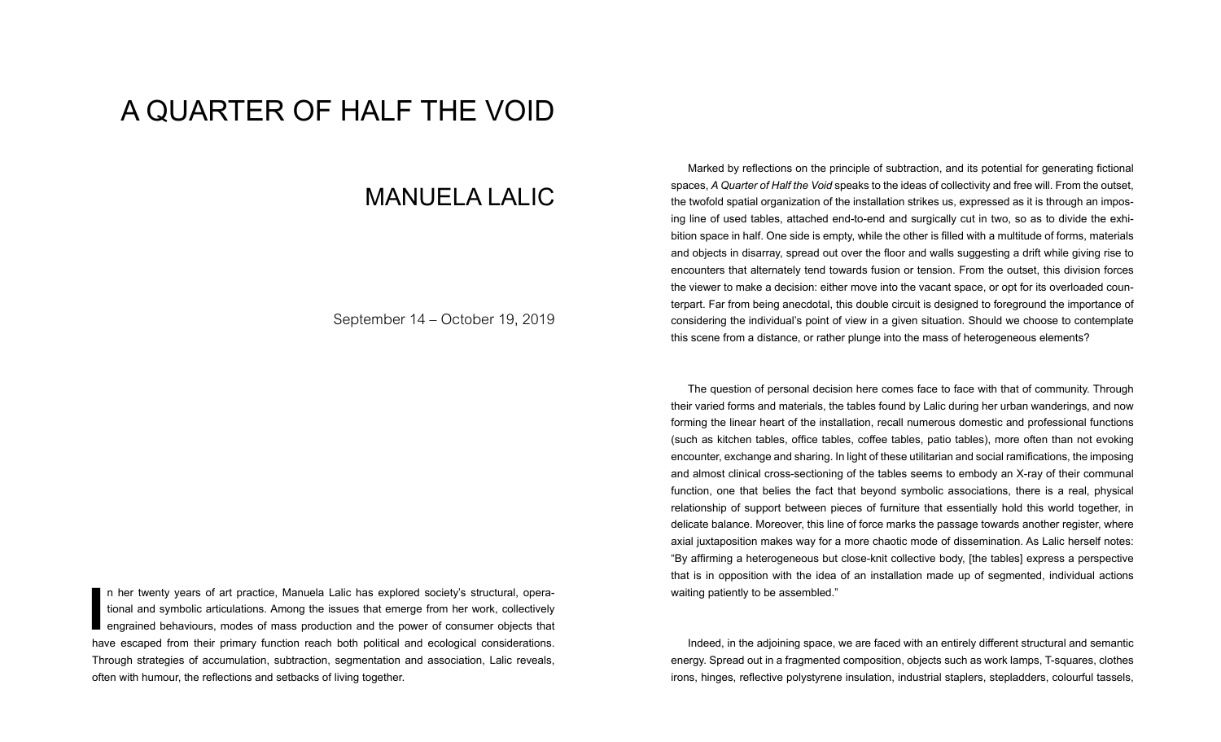# A QUARTER OF HALF THE VOID

## MANUELA LALIC

September 14 – October 19, 2019

In her twenty years of art practice, Manuela Lalic has explored society's structural, operational and symbolic articulations. Among the issues that emerge from her work, collectively engrained behaviours, modes of mass production and the power of consumer objects that have escaped from their primary function reach both political and ecological considerations. Through strategies of accumulation, subtraction, segmentation and association, Lalic reveals, often with humour, the reflections and setbacks of living together.

Marked by reflections on the principle of subtraction, and its potential for generating fictional spaces, *A Quarter of Half the Void* speaks to the ideas of collectivity and free will. From the outset, the twofold spatial organization of the installation strikes us, expressed as it is through an imposing line of used tables, attached end-to-end and surgically cut in two, so as to divide the exhibition space in half. One side is empty, while the other is filled with a multitude of forms, materials and objects in disarray, spread out over the floor and walls suggesting a drift while giving rise to encounters that alternately tend towards fusion or tension. From the outset, this division forces the viewer to make a decision: either move into the vacant space, or opt for its overloaded counterpart. Far from being anecdotal, this double circuit is designed to foreground the importance of considering the individual's point of view in a given situation. Should we choose to contemplate this scene from a distance, or rather plunge into the mass of heterogeneous elements?

The question of personal decision here comes face to face with that of community. Through their varied forms and materials, the tables found by Lalic during her urban wanderings, and now forming the linear heart of the installation, recall numerous domestic and professional functions (such as kitchen tables, office tables, coffee tables, patio tables), more often than not evoking encounter, exchange and sharing. In light of these utilitarian and social ramifications, the imposing and almost clinical cross-sectioning of the tables seems to embody an X-ray of their communal function, one that belies the fact that beyond symbolic associations, there is a real, physical relationship of support between pieces of furniture that essentially hold this world together, in delicate balance. Moreover, this line of force marks the passage towards another register, where axial juxtaposition makes way for a more chaotic mode of dissemination. As Lalic herself notes: "By affirming a heterogeneous but close-knit collective body, [the tables] express a perspective that is in opposition with the idea of an installation made up of segmented, individual actions waiting patiently to be assembled."

Indeed, in the adjoining space, we are faced with an entirely different structural and semantic energy. Spread out in a fragmented composition, objects such as work lamps, T-squares, clothes irons, hinges, reflective polystyrene insulation, industrial staplers, stepladders, colourful tassels,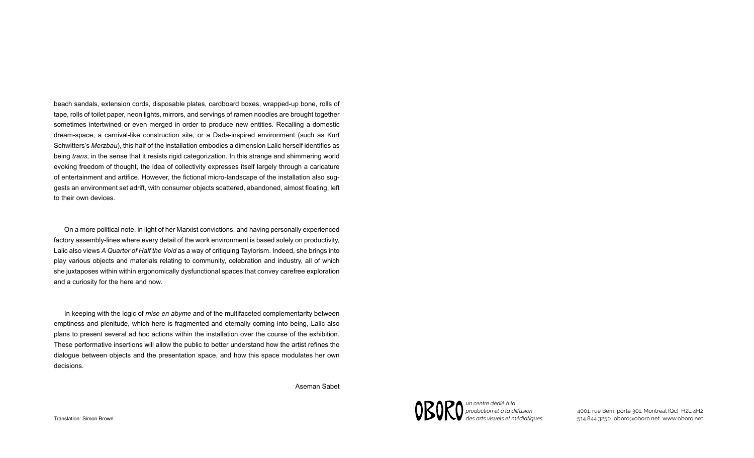beach sandals, extension cords, disposable plates, cardboard boxes, wrapped-up bone, rolls of tape, rolls of toilet paper, neon lights, mirrors, and servings of ramen noodles are brought together sometimes intertwined or even merged in order to produce new entities. Recalling a domestic dream-space, a carnival-like construction site, or a Dada-inspired environment (such as Kurt Schwitters's *Merzbau*), this half of the installation embodies a dimension Lalic herself identifies as being *trans*, in the sense that it resists rigid categorization. In this strange and shimmering world evoking freedom of thought, the idea of collectivity expresses itself largely through a caricature of entertainment and artifice. However, the fictional micro-landscape of the installation also suggests an environment set adrift, with consumer objects scattered, abandoned, almost floating, left to their own devices.

On a more political note, in light of her Marxist convictions, and having personally experienced factory assembly-lines where every detail of the work environment is based solely on productivity, Lalic also views *A Quarter of Half the Void* as a way of critiquing Taylorism. Indeed, she brings into play various objects and materials relating to community, celebration and industry, all of which she juxtaposes within within ergonomically dysfunctional spaces that convey carefree exploration and a curiosity for the here and now.

In keeping with the logic of *mise en abyme* and of the multifaceted complementarity between emptiness and plenitude, which here is fragmented and eternally coming into being, Lalic also plans to present several ad hoc actions within the installation over the course of the exhibition. These performative insertions will allow the public to better understand how the artist refines the dialogue between objects and the presentation space, and how this space modulates her own decisions.

Aseman Sabet

Translation: Simon Brown

OBORO *un centre dédié à la production et à la diffusion des arts visuels et médiatiques*

4001, rue Berri, porte 301, Montréal (Qc) H2L 4H2
514.844.3250 oboro@oboro.net www.oboro.net